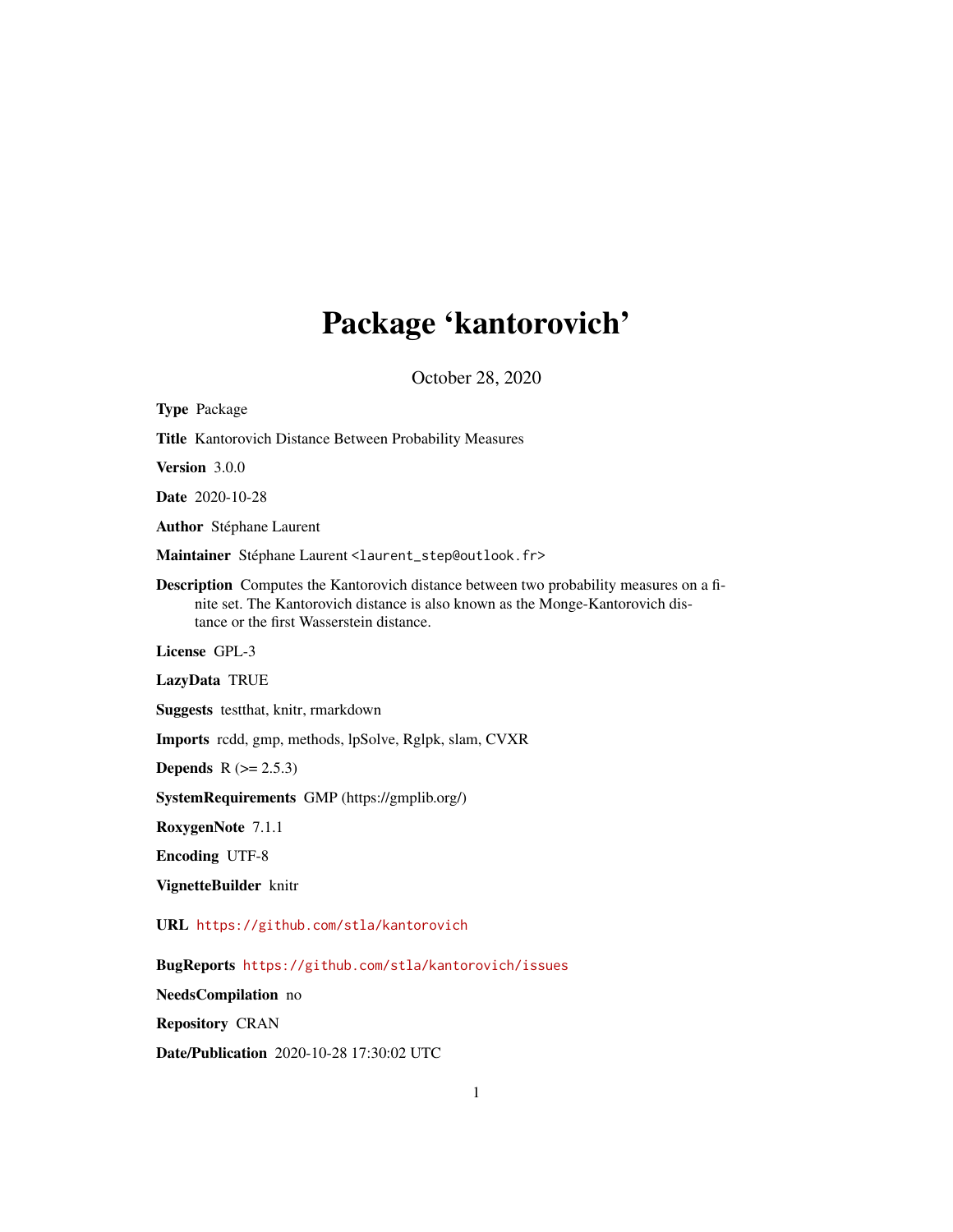# Package 'kantorovich'

October 28, 2020

**Type** Package

**Title** Kantorovich Distance Between Probability Measures

**Version** 3.0.0

**Date** 2020-10-28

**Author** Stéphane Laurent

**Maintainer** Stéphane Laurent <laurent_step@outlook.fr>

**Description** Computes the Kantorovich distance between two probability measures on a finite set. The Kantorovich distance is also known as the Monge-Kantorovich distance or the first Wasserstein distance.

**License** GPL-3

**LazyData** TRUE

**Suggests** testthat, knitr, rmarkdown

**Imports** rcdd, gmp, methods, lpSolve, Rglpk, slam, CVXR

**Depends** R (>= 2.5.3)

**SystemRequirements** GMP (https://gmplib.org/)

**RoxygenNote** 7.1.1

**Encoding** UTF-8

**VignetteBuilder** knitr

**URL** https://github.com/stla/kantorovich

**BugReports** https://github.com/stla/kantorovich/issues

**NeedsCompilation** no

**Repository** CRAN

**Date/Publication** 2020-10-28 17:30:02 UTC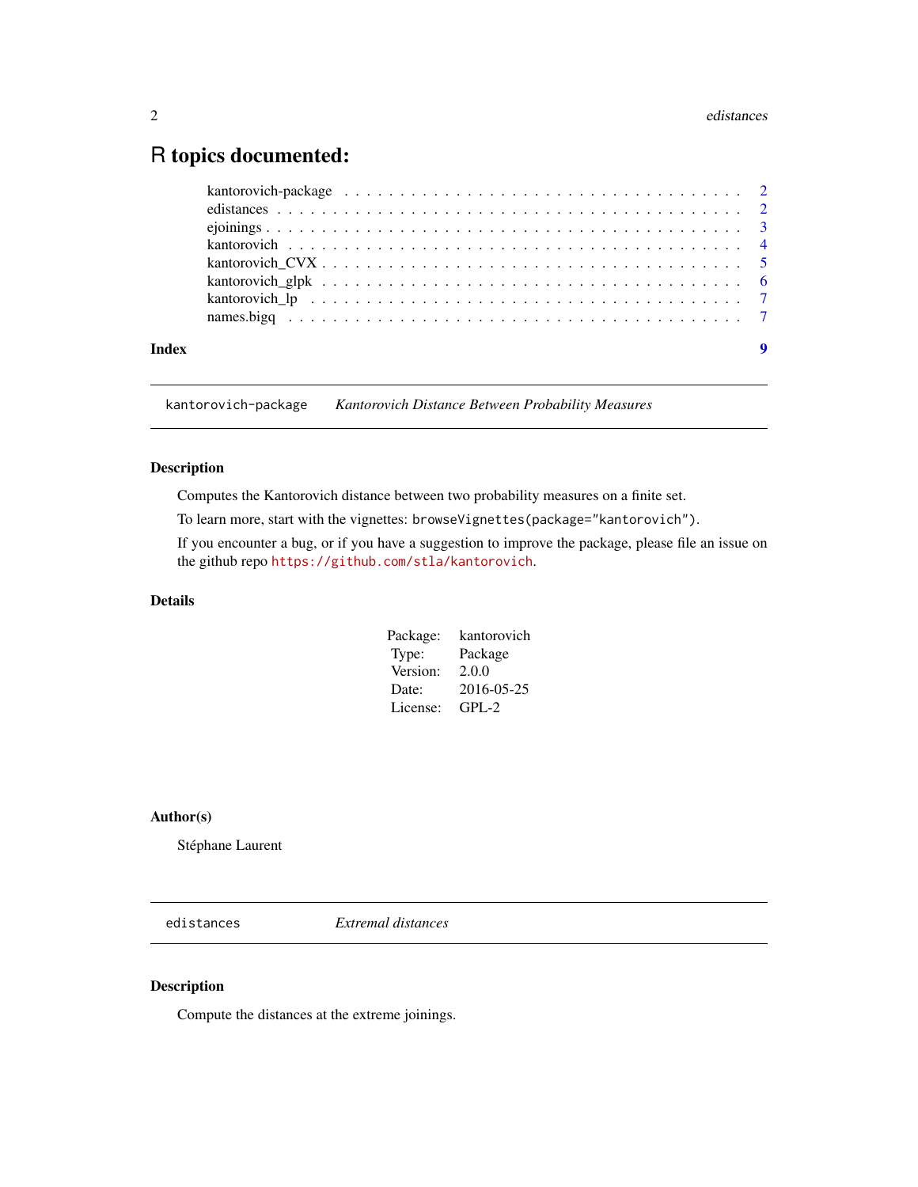# R topics documented:

kantorovich-package . . . . . . . . . . . . . . . . . . . . . . . . . . . . . . . . . . . 2
edistances . . . . . . . . . . . . . . . . . . . . . . . . . . . . . . . . . . . . . . . . 2
ejoinings . . . . . . . . . . . . . . . . . . . . . . . . . . . . . . . . . . . . . . . . 3
kantorovich . . . . . . . . . . . . . . . . . . . . . . . . . . . . . . . . . . . . . . . 4
kantorovich_CVX . . . . . . . . . . . . . . . . . . . . . . . . . . . . . . . . . . . . 5
kantorovich_glpk . . . . . . . . . . . . . . . . . . . . . . . . . . . . . . . . . . . . 6
kantorovich_lp . . . . . . . . . . . . . . . . . . . . . . . . . . . . . . . . . . . . . 7
names.bigq . . . . . . . . . . . . . . . . . . . . . . . . . . . . . . . . . . . . . . . 7

**Index** **9**

---

## kantorovich-package *Kantorovich Distance Between Probability Measures*

---

### Description

Computes the Kantorovich distance between two probability measures on a finite set.

To learn more, start with the vignettes: `browseVignettes(package="kantorovich")`.

If you encounter a bug, or if you have a suggestion to improve the package, please file an issue on the github repo https://github.com/stla/kantorovich.

### Details

| | |
|---|---|
| Package: | kantorovich |
| Type: | Package |
| Version: | 2.0.0 |
| Date: | 2016-05-25 |
| License: | GPL-2 |

### Author(s)

Stéphane Laurent

---

## edistances *Extremal distances*

---

### Description

Compute the distances at the extreme joinings.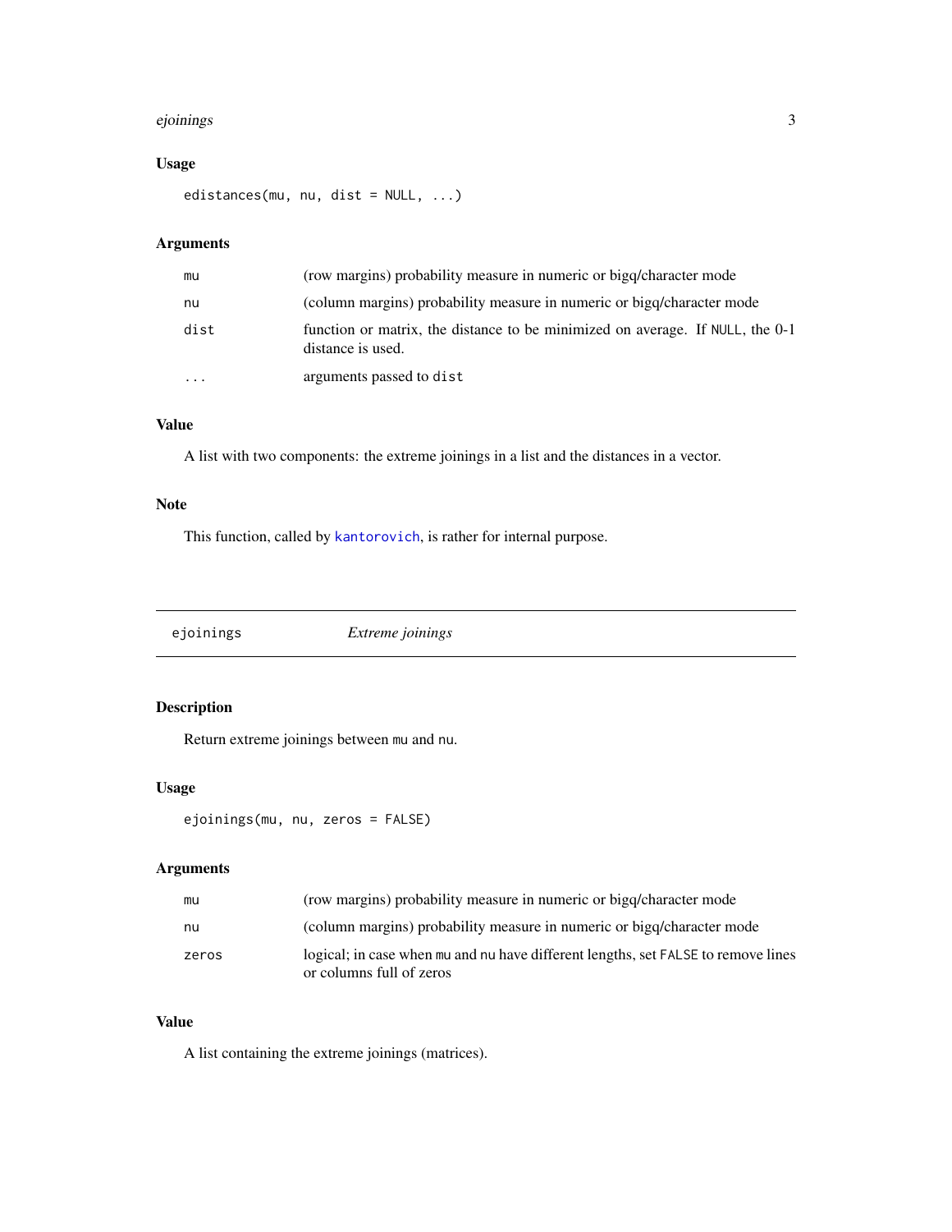## Usage

```
edistances(mu, nu, dist = NULL, ...)
```

## Arguments

| | |
|---|---|
| mu | (row margins) probability measure in numeric or bigq/character mode |
| nu | (column margins) probability measure in numeric or bigq/character mode |
| dist | function or matrix, the distance to be minimized on average. If NULL, the 0-1 distance is used. |
| ... | arguments passed to dist |

## Value

A list with two components: the extreme joinings in a list and the distances in a vector.

## Note

This function, called by kantorovich, is rather for internal purpose.

---

# ejoinings *Extreme joinings*

## Description

Return extreme joinings between mu and nu.

## Usage

```
ejoinings(mu, nu, zeros = FALSE)
```

## Arguments

| | |
|---|---|
| mu | (row margins) probability measure in numeric or bigq/character mode |
| nu | (column margins) probability measure in numeric or bigq/character mode |
| zeros | logical; in case when mu and nu have different lengths, set FALSE to remove lines or columns full of zeros |

## Value

A list containing the extreme joinings (matrices).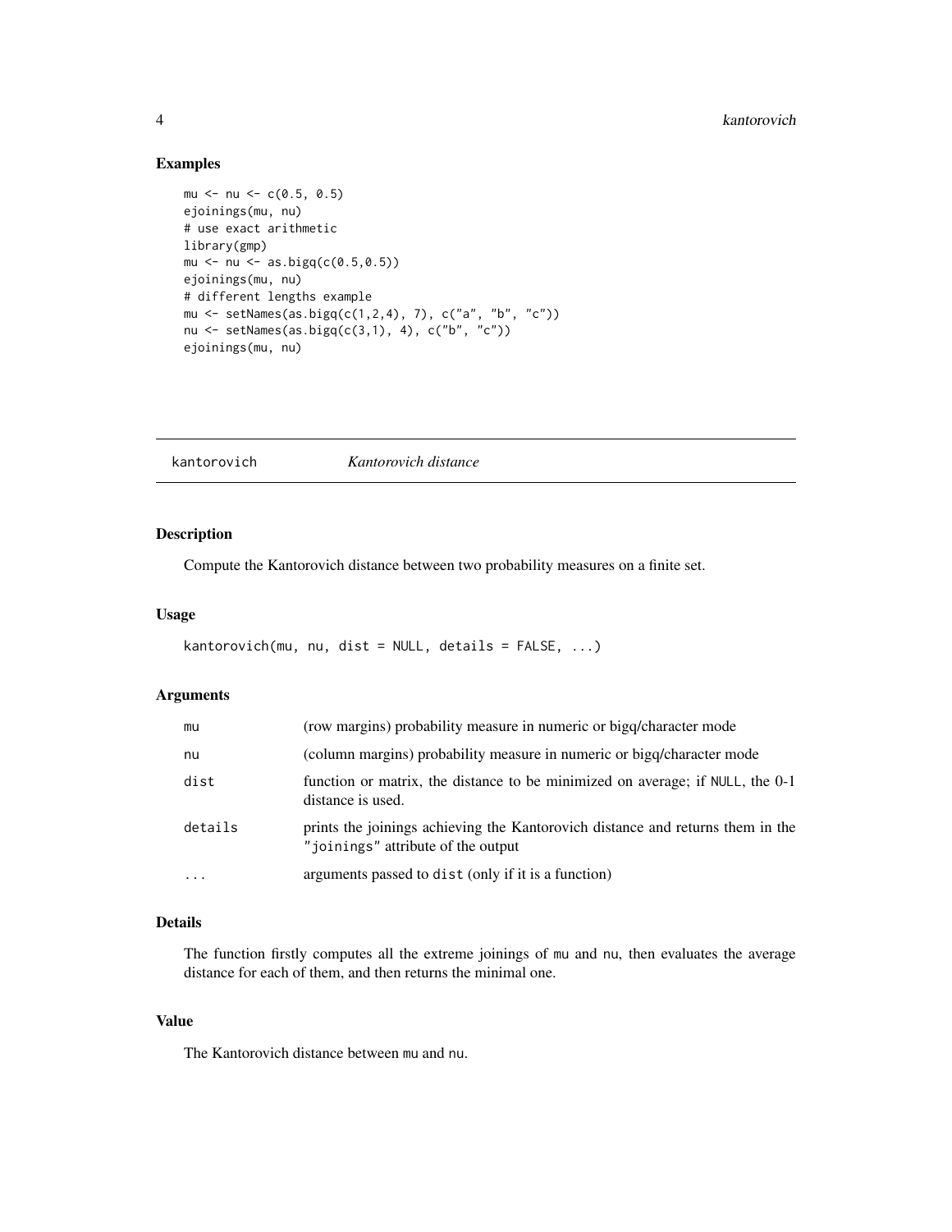## Examples

```
mu <- nu <- c(0.5, 0.5)
ejoinings(mu, nu)
# use exact arithmetic
library(gmp)
mu <- nu <- as.bigq(c(0.5,0.5))
ejoinings(mu, nu)
# different lengths example
mu <- setNames(as.bigq(c(1,2,4), 7), c("a", "b", "c"))
nu <- setNames(as.bigq(c(3,1), 4), c("b", "c"))
ejoinings(mu, nu)
```

---

# kantorovich *Kantorovich distance*

---

## Description

Compute the Kantorovich distance between two probability measures on a finite set.

## Usage

```
kantorovich(mu, nu, dist = NULL, details = FALSE, ...)
```

## Arguments

| | |
|---|---|
| `mu` | (row margins) probability measure in numeric or bigq/character mode |
| `nu` | (column margins) probability measure in numeric or bigq/character mode |
| `dist` | function or matrix, the distance to be minimized on average; if `NULL`, the 0-1 distance is used. |
| `details` | prints the joinings achieving the Kantorovich distance and returns them in the `"joinings"` attribute of the output |
| `...` | arguments passed to `dist` (only if it is a function) |

## Details

The function firstly computes all the extreme joinings of `mu` and `nu`, then evaluates the average distance for each of them, and then returns the minimal one.

## Value

The Kantorovich distance between `mu` and `nu`.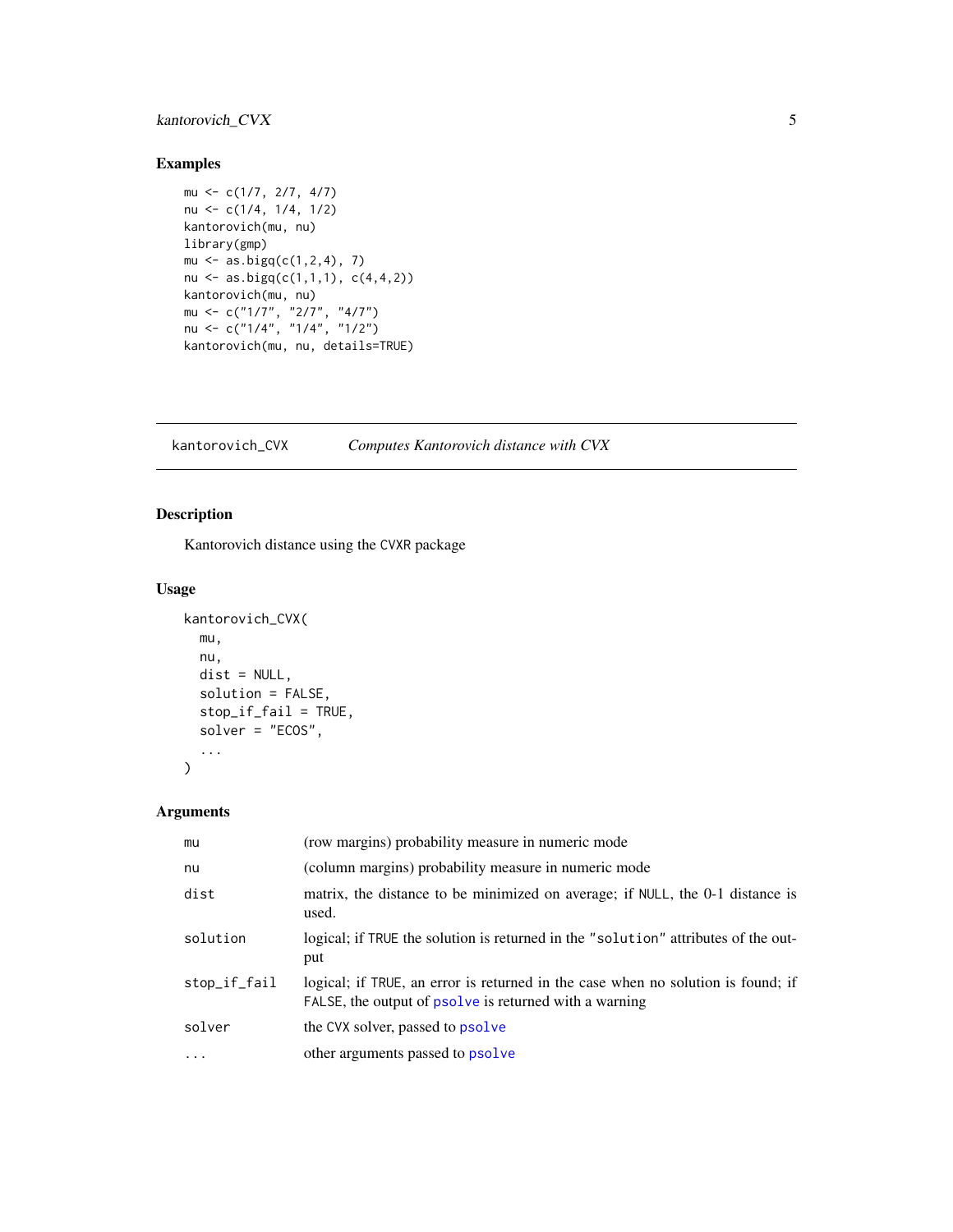## Examples

```
mu <- c(1/7, 2/7, 4/7)
nu <- c(1/4, 1/4, 1/2)
kantorovich(mu, nu)
library(gmp)
mu <- as.bigq(c(1,2,4), 7)
nu <- as.bigq(c(1,1,1), c(4,4,2))
kantorovich(mu, nu)
mu <- c("1/7", "2/7", "4/7")
nu <- c("1/4", "1/4", "1/2")
kantorovich(mu, nu, details=TRUE)
```

---

# kantorovich_CVX *Computes Kantorovich distance with CVX*

## Description

Kantorovich distance using the `CVXR` package

## Usage

```
kantorovich_CVX(
  mu,
  nu,
  dist = NULL,
  solution = FALSE,
  stop_if_fail = TRUE,
  solver = "ECOS",
  ...
)
```

## Arguments

| | |
|---|---|
| `mu` | (row margins) probability measure in numeric mode |
| `nu` | (column margins) probability measure in numeric mode |
| `dist` | matrix, the distance to be minimized on average; if `NULL`, the 0-1 distance is used. |
| `solution` | logical; if `TRUE` the solution is returned in the `"solution"` attributes of the output |
| `stop_if_fail` | logical; if `TRUE`, an error is returned in the case when no solution is found; if `FALSE`, the output of `psolve` is returned with a warning |
| `solver` | the `CVX` solver, passed to `psolve` |
| `...` | other arguments passed to `psolve` |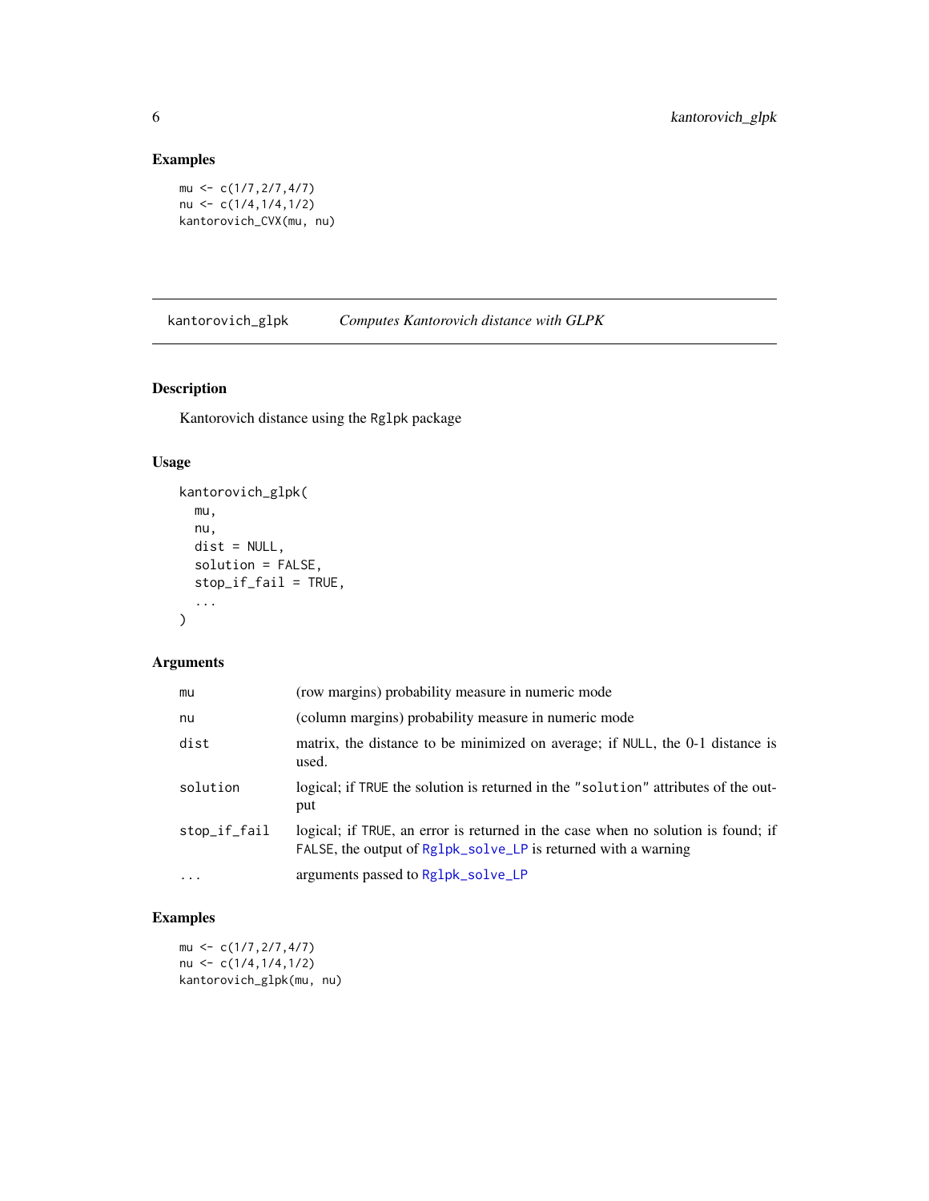## Examples

```
mu <- c(1/7,2/7,4/7)
nu <- c(1/4,1/4,1/2)
kantorovich_CVX(mu, nu)
```

---

# kantorovich_glpk *Computes Kantorovich distance with GLPK*

---

## Description

Kantorovich distance using the `Rglpk` package

## Usage

```
kantorovich_glpk(
  mu,
  nu,
  dist = NULL,
  solution = FALSE,
  stop_if_fail = TRUE,
  ...
)
```

## Arguments

| | |
|---|---|
| `mu` | (row margins) probability measure in numeric mode |
| `nu` | (column margins) probability measure in numeric mode |
| `dist` | matrix, the distance to be minimized on average; if `NULL`, the 0-1 distance is used. |
| `solution` | logical; if `TRUE` the solution is returned in the `"solution"` attributes of the output |
| `stop_if_fail` | logical; if `TRUE`, an error is returned in the case when no solution is found; if `FALSE`, the output of `Rglpk_solve_LP` is returned with a warning |
| `...` | arguments passed to `Rglpk_solve_LP` |

## Examples

```
mu <- c(1/7,2/7,4/7)
nu <- c(1/4,1/4,1/2)
kantorovich_glpk(mu, nu)
```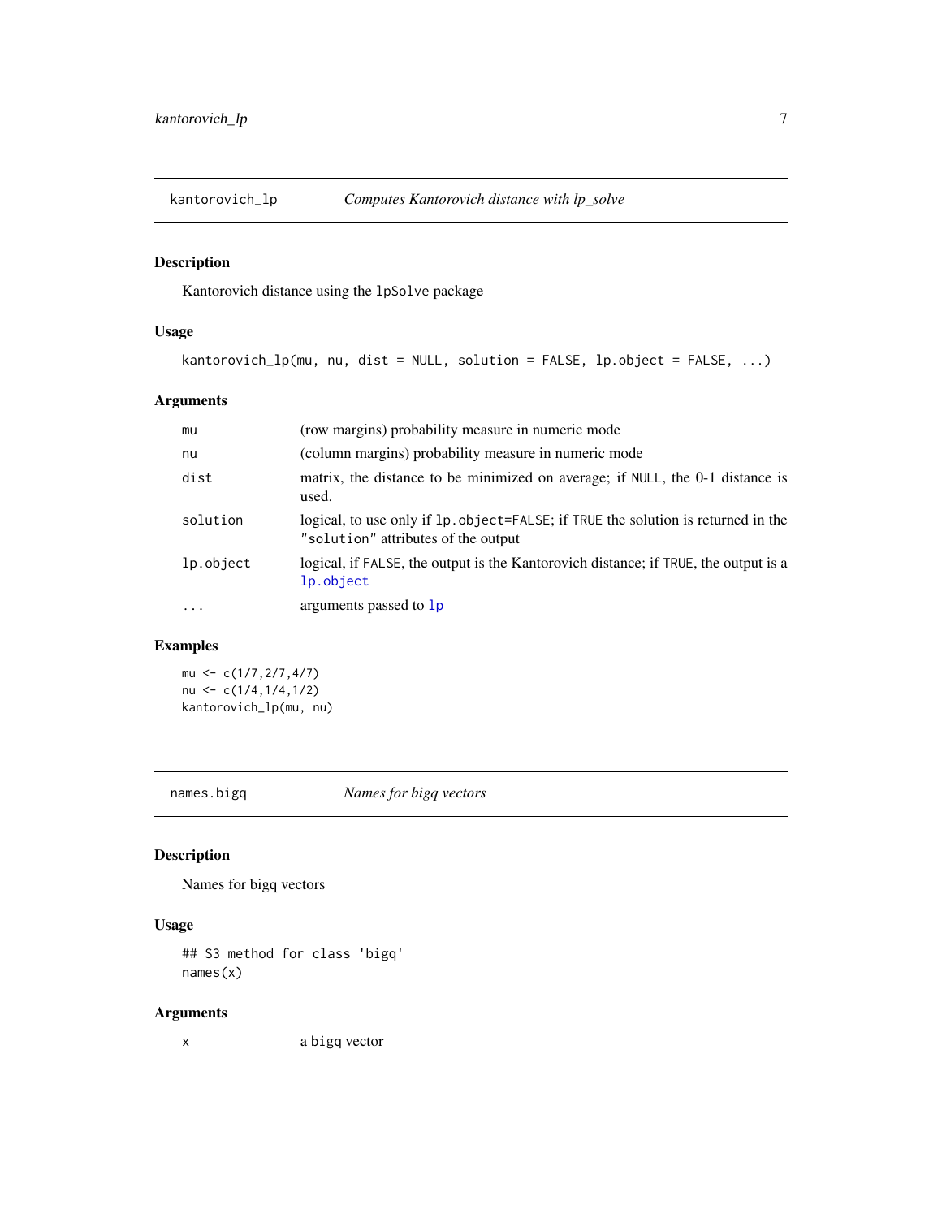## kantorovich_lp — *Computes Kantorovich distance with lp_solve*

### Description

Kantorovich distance using the `lpSolve` package

### Usage

```
kantorovich_lp(mu, nu, dist = NULL, solution = FALSE, lp.object = FALSE, ...)
```

### Arguments

| | |
|---|---|
| `mu` | (row margins) probability measure in numeric mode |
| `nu` | (column margins) probability measure in numeric mode |
| `dist` | matrix, the distance to be minimized on average; if `NULL`, the 0-1 distance is used. |
| `solution` | logical, to use only if `lp.object=FALSE`; if `TRUE` the solution is returned in the `"solution"` attributes of the output |
| `lp.object` | logical, if `FALSE`, the output is the Kantorovich distance; if `TRUE`, the output is a `lp.object` |
| `...` | arguments passed to `lp` |

### Examples

```
mu <- c(1/7,2/7,4/7)
nu <- c(1/4,1/4,1/2)
kantorovich_lp(mu, nu)
```

## names.bigq — *Names for bigq vectors*

### Description

Names for bigq vectors

### Usage

```
## S3 method for class 'bigq'
names(x)
```

### Arguments

| | |
|---|---|
| `x` | a bigq vector |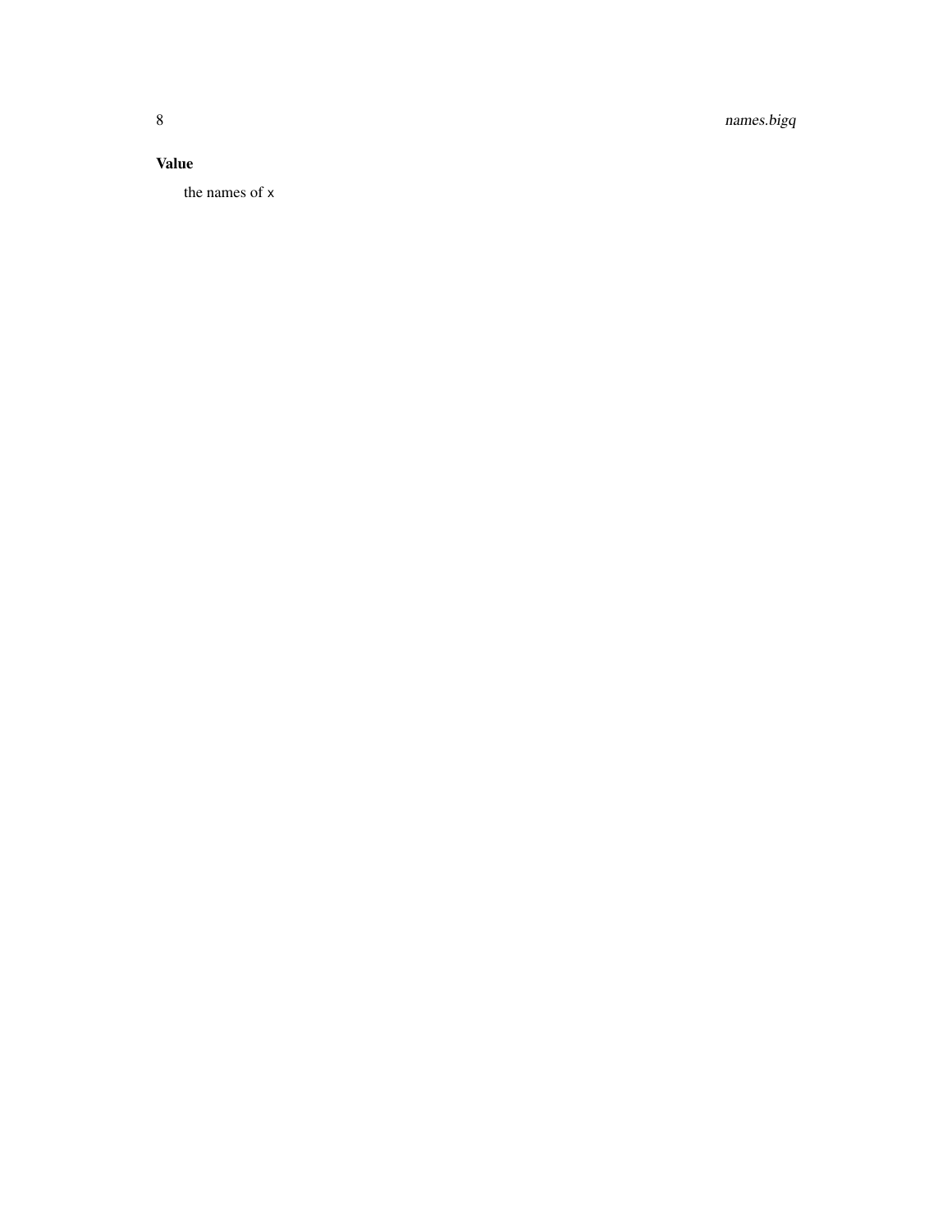### Value

the names of `x`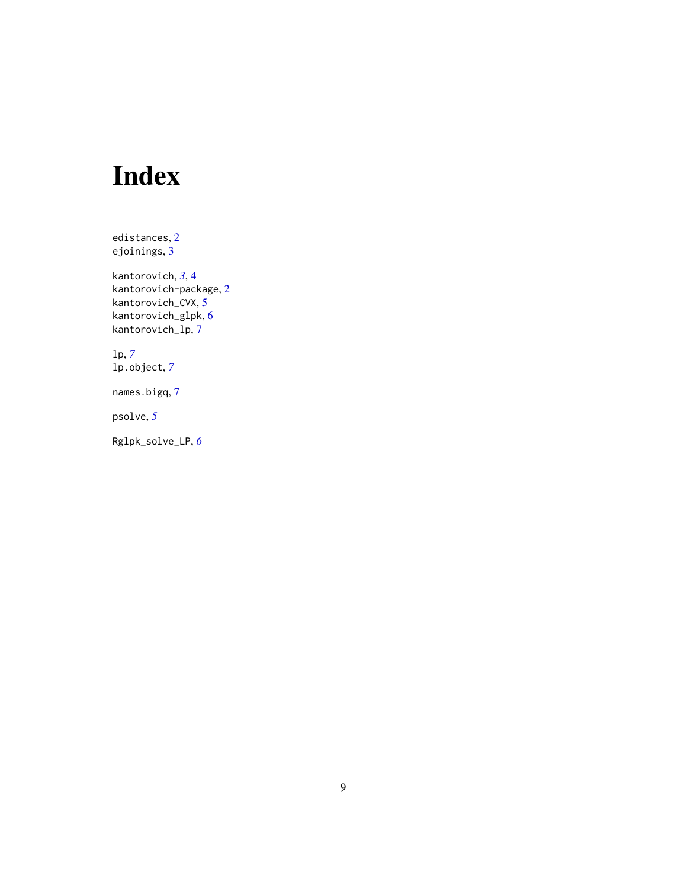# Index

edistances, 2
ejoinings, 3

kantorovich, *3*, 4
kantorovich-package, 2
kantorovich_CVX, 5
kantorovich_glpk, 6
kantorovich_lp, 7

lp, *7*
lp.object, *7*

names.bigq, 7

psolve, *5*

Rglpk_solve_LP, *6*